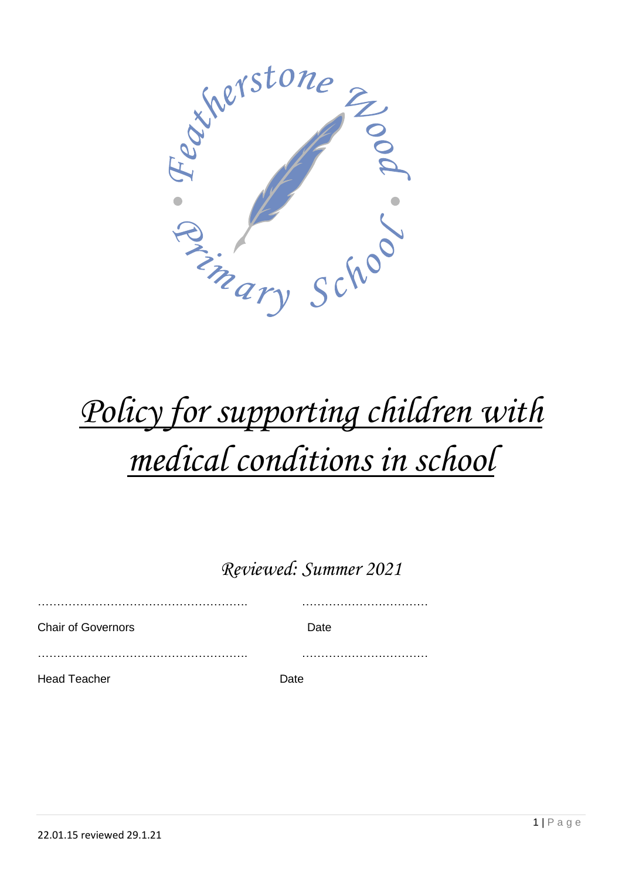Featherstone Wood Primary School

# *Policy for supporting children with medical conditions in school*

*Reviewed: Summer 2021*

………………………………………………. ……………………………

Chair of Governors Date

………………………………………………. ……………………………

Head Teacher Date

22.01.15 reviewed 29.1.21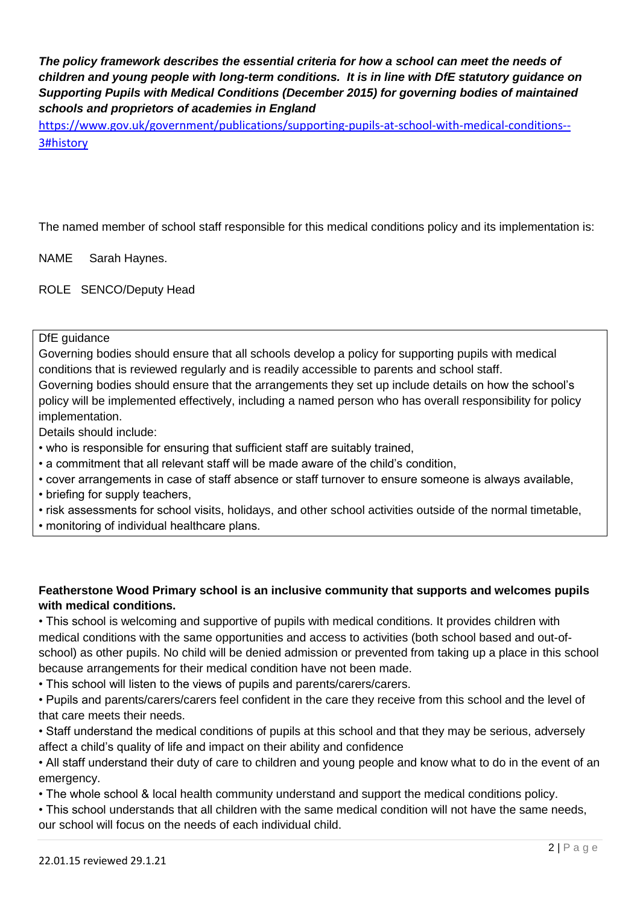***The policy framework describes the essential criteria for how a school can meet the needs of children and young people with long-term conditions. It is in line with DfE statutory guidance on Supporting Pupils with Medical Conditions (December 2015) for governing bodies of maintained schools and proprietors of academies in England***

https://www.gov.uk/government/publications/supporting-pupils-at-school-with-medical-conditions--3#history

The named member of school staff responsible for this medical conditions policy and its implementation is:

NAME Sarah Haynes.

ROLE SENCO/Deputy Head

DfE guidance

Governing bodies should ensure that all schools develop a policy for supporting pupils with medical conditions that is reviewed regularly and is readily accessible to parents and school staff.

Governing bodies should ensure that the arrangements they set up include details on how the school's policy will be implemented effectively, including a named person who has overall responsibility for policy implementation.

Details should include:

- who is responsible for ensuring that sufficient staff are suitably trained,
- a commitment that all relevant staff will be made aware of the child's condition,
- cover arrangements in case of staff absence or staff turnover to ensure someone is always available,
- briefing for supply teachers,
- risk assessments for school visits, holidays, and other school activities outside of the normal timetable,
- monitoring of individual healthcare plans.

**Featherstone Wood Primary school is an inclusive community that supports and welcomes pupils with medical conditions.**

- This school is welcoming and supportive of pupils with medical conditions. It provides children with medical conditions with the same opportunities and access to activities (both school based and out-of-school) as other pupils. No child will be denied admission or prevented from taking up a place in this school because arrangements for their medical condition have not been made.
- This school will listen to the views of pupils and parents/carers/carers.
- Pupils and parents/carers/carers feel confident in the care they receive from this school and the level of that care meets their needs.
- Staff understand the medical conditions of pupils at this school and that they may be serious, adversely affect a child's quality of life and impact on their ability and confidence
- All staff understand their duty of care to children and young people and know what to do in the event of an emergency.
- The whole school & local health community understand and support the medical conditions policy.
- This school understands that all children with the same medical condition will not have the same needs, our school will focus on the needs of each individual child.

22.01.15 reviewed 29.1.21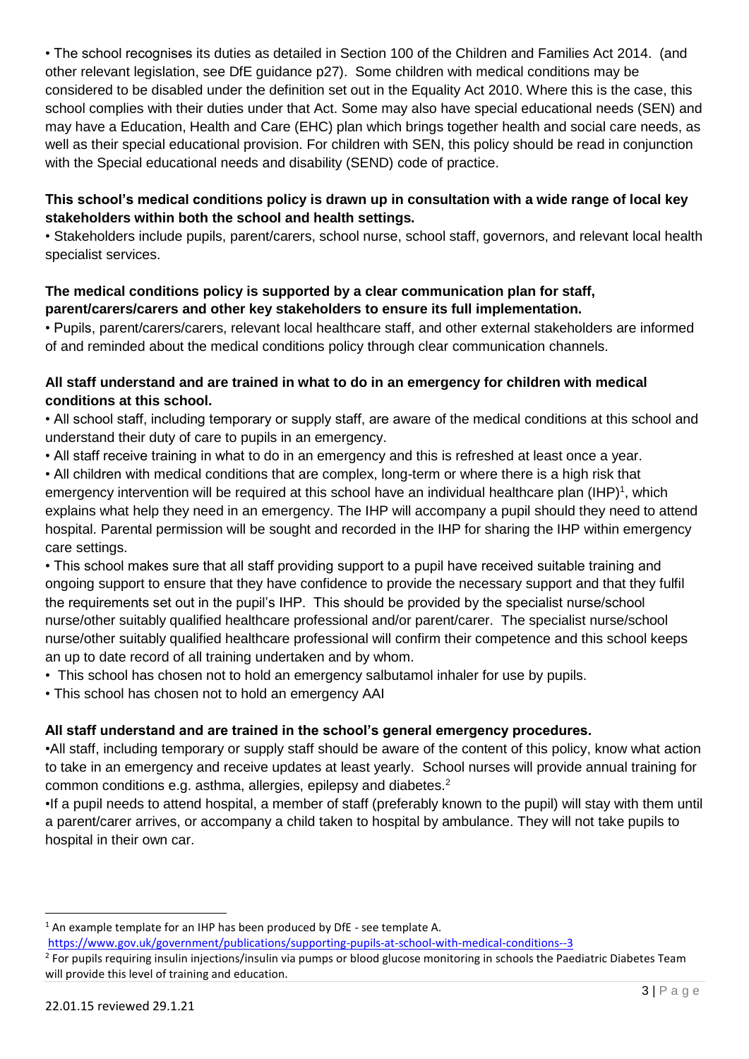• The school recognises its duties as detailed in Section 100 of the Children and Families Act 2014. (and other relevant legislation, see DfE guidance p27). Some children with medical conditions may be considered to be disabled under the definition set out in the Equality Act 2010. Where this is the case, this school complies with their duties under that Act. Some may also have special educational needs (SEN) and may have a Education, Health and Care (EHC) plan which brings together health and social care needs, as well as their special educational provision. For children with SEN, this policy should be read in conjunction with the Special educational needs and disability (SEND) code of practice.

**This school's medical conditions policy is drawn up in consultation with a wide range of local key stakeholders within both the school and health settings.**

• Stakeholders include pupils, parent/carers, school nurse, school staff, governors, and relevant local health specialist services.

**The medical conditions policy is supported by a clear communication plan for staff, parent/carers/carers and other key stakeholders to ensure its full implementation.**

• Pupils, parent/carers/carers, relevant local healthcare staff, and other external stakeholders are informed of and reminded about the medical conditions policy through clear communication channels.

**All staff understand and are trained in what to do in an emergency for children with medical conditions at this school.**

• All school staff, including temporary or supply staff, are aware of the medical conditions at this school and understand their duty of care to pupils in an emergency.
• All staff receive training in what to do in an emergency and this is refreshed at least once a year.
• All children with medical conditions that are complex, long-term or where there is a high risk that emergency intervention will be required at this school have an individual healthcare plan (IHP)[1], which explains what help they need in an emergency. The IHP will accompany a pupil should they need to attend hospital. Parental permission will be sought and recorded in the IHP for sharing the IHP within emergency care settings.
• This school makes sure that all staff providing support to a pupil have received suitable training and ongoing support to ensure that they have confidence to provide the necessary support and that they fulfil the requirements set out in the pupil's IHP. This should be provided by the specialist nurse/school nurse/other suitably qualified healthcare professional and/or parent/carer. The specialist nurse/school nurse/other suitably qualified healthcare professional will confirm their competence and this school keeps an up to date record of all training undertaken and by whom.
• This school has chosen not to hold an emergency salbutamol inhaler for use by pupils.
• This school has chosen not to hold an emergency AAI

**All staff understand and are trained in the school's general emergency procedures.**

• All staff, including temporary or supply staff should be aware of the content of this policy, know what action to take in an emergency and receive updates at least yearly. School nurses will provide annual training for common conditions e.g. asthma, allergies, epilepsy and diabetes.[2]
• If a pupil needs to attend hospital, a member of staff (preferably known to the pupil) will stay with them until a parent/carer arrives, or accompany a child taken to hospital by ambulance. They will not take pupils to hospital in their own car.

---

[1] An example template for an IHP has been produced by DfE - see template A.
https://www.gov.uk/government/publications/supporting-pupils-at-school-with-medical-conditions--3

[2] For pupils requiring insulin injections/insulin via pumps or blood glucose monitoring in schools the Paediatric Diabetes Team will provide this level of training and education.

22.01.15 reviewed 29.1.21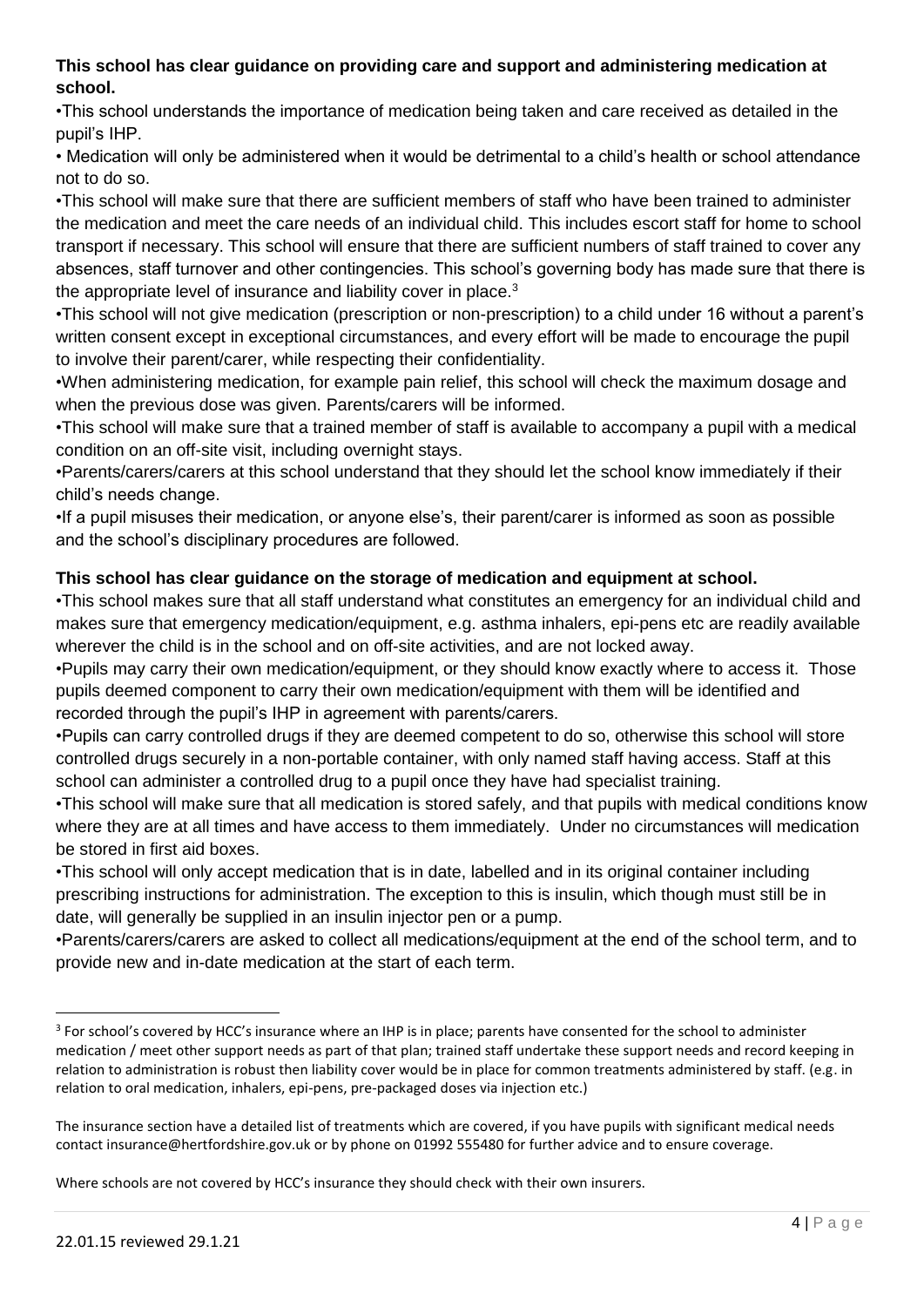**This school has clear guidance on providing care and support and administering medication at school.**

•This school understands the importance of medication being taken and care received as detailed in the pupil's IHP.

• Medication will only be administered when it would be detrimental to a child's health or school attendance not to do so.

•This school will make sure that there are sufficient members of staff who have been trained to administer the medication and meet the care needs of an individual child. This includes escort staff for home to school transport if necessary. This school will ensure that there are sufficient numbers of staff trained to cover any absences, staff turnover and other contingencies. This school's governing body has made sure that there is the appropriate level of insurance and liability cover in place.[3]

•This school will not give medication (prescription or non-prescription) to a child under 16 without a parent's written consent except in exceptional circumstances, and every effort will be made to encourage the pupil to involve their parent/carer, while respecting their confidentiality.

•When administering medication, for example pain relief, this school will check the maximum dosage and when the previous dose was given. Parents/carers will be informed.

•This school will make sure that a trained member of staff is available to accompany a pupil with a medical condition on an off-site visit, including overnight stays.

•Parents/carers/carers at this school understand that they should let the school know immediately if their child's needs change.

•If a pupil misuses their medication, or anyone else's, their parent/carer is informed as soon as possible and the school's disciplinary procedures are followed.

**This school has clear guidance on the storage of medication and equipment at school.**

•This school makes sure that all staff understand what constitutes an emergency for an individual child and makes sure that emergency medication/equipment, e.g. asthma inhalers, epi-pens etc are readily available wherever the child is in the school and on off-site activities, and are not locked away.

•Pupils may carry their own medication/equipment, or they should know exactly where to access it. Those pupils deemed component to carry their own medication/equipment with them will be identified and recorded through the pupil's IHP in agreement with parents/carers.

•Pupils can carry controlled drugs if they are deemed competent to do so, otherwise this school will store controlled drugs securely in a non-portable container, with only named staff having access. Staff at this school can administer a controlled drug to a pupil once they have had specialist training.

•This school will make sure that all medication is stored safely, and that pupils with medical conditions know where they are at all times and have access to them immediately. Under no circumstances will medication be stored in first aid boxes.

•This school will only accept medication that is in date, labelled and in its original container including prescribing instructions for administration. The exception to this is insulin, which though must still be in date, will generally be supplied in an insulin injector pen or a pump.

•Parents/carers/carers are asked to collect all medications/equipment at the end of the school term, and to provide new and in-date medication at the start of each term.

---

[3] For school's covered by HCC's insurance where an IHP is in place; parents have consented for the school to administer medication / meet other support needs as part of that plan; trained staff undertake these support needs and record keeping in relation to administration is robust then liability cover would be in place for common treatments administered by staff. (e.g. in relation to oral medication, inhalers, epi-pens, pre-packaged doses via injection etc.)

The insurance section have a detailed list of treatments which are covered, if you have pupils with significant medical needs contact insurance@hertfordshire.gov.uk or by phone on 01992 555480 for further advice and to ensure coverage.

Where schools are not covered by HCC's insurance they should check with their own insurers.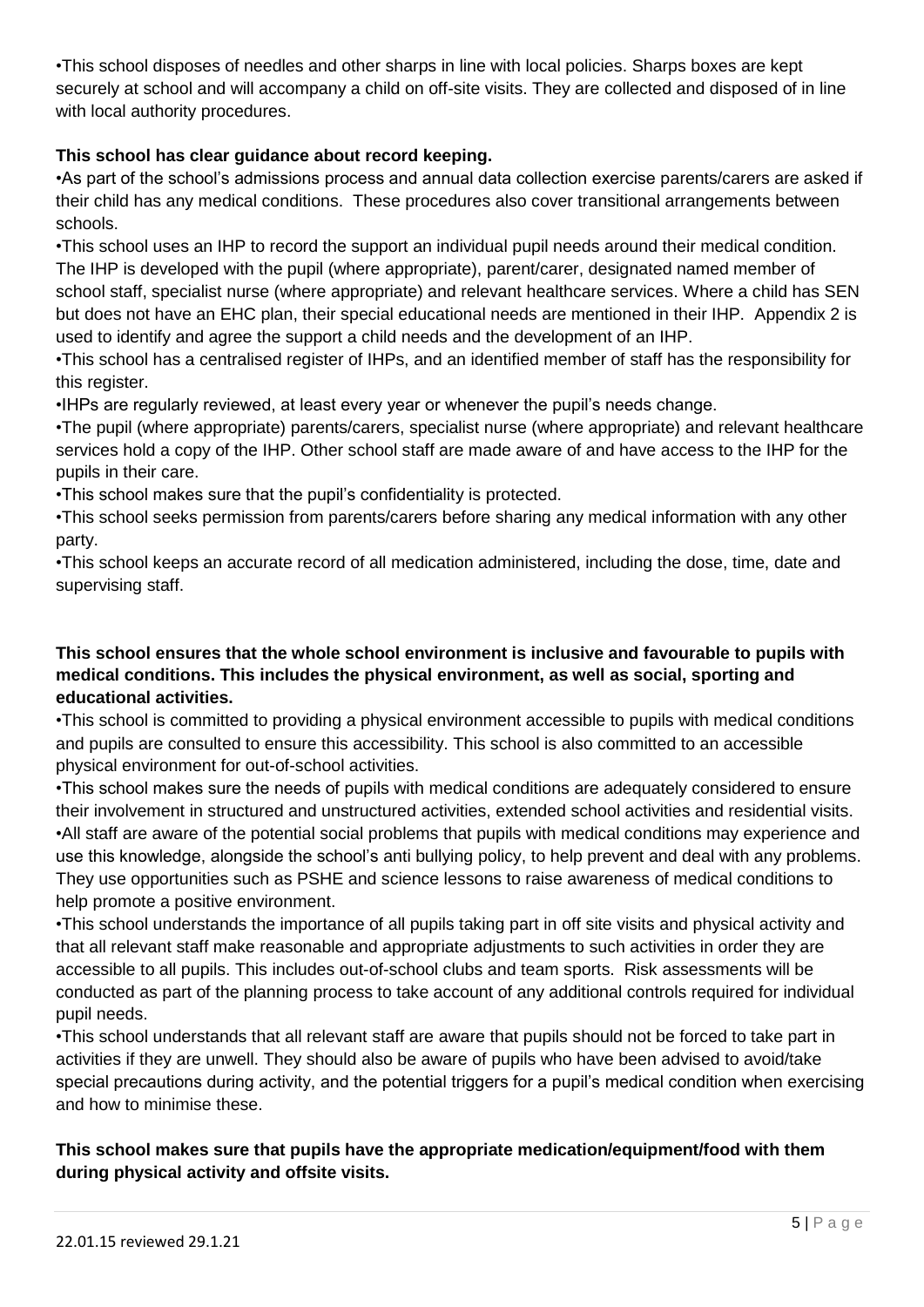•This school disposes of needles and other sharps in line with local policies. Sharps boxes are kept securely at school and will accompany a child on off-site visits. They are collected and disposed of in line with local authority procedures.

**This school has clear guidance about record keeping.**

•As part of the school's admissions process and annual data collection exercise parents/carers are asked if their child has any medical conditions. These procedures also cover transitional arrangements between schools.

•This school uses an IHP to record the support an individual pupil needs around their medical condition. The IHP is developed with the pupil (where appropriate), parent/carer, designated named member of school staff, specialist nurse (where appropriate) and relevant healthcare services. Where a child has SEN but does not have an EHC plan, their special educational needs are mentioned in their IHP. Appendix 2 is used to identify and agree the support a child needs and the development of an IHP.

•This school has a centralised register of IHPs, and an identified member of staff has the responsibility for this register.

•IHPs are regularly reviewed, at least every year or whenever the pupil's needs change.

•The pupil (where appropriate) parents/carers, specialist nurse (where appropriate) and relevant healthcare services hold a copy of the IHP. Other school staff are made aware of and have access to the IHP for the pupils in their care.

•This school makes sure that the pupil's confidentiality is protected.

•This school seeks permission from parents/carers before sharing any medical information with any other party.

•This school keeps an accurate record of all medication administered, including the dose, time, date and supervising staff.

**This school ensures that the whole school environment is inclusive and favourable to pupils with medical conditions. This includes the physical environment, as well as social, sporting and educational activities.**

•This school is committed to providing a physical environment accessible to pupils with medical conditions and pupils are consulted to ensure this accessibility. This school is also committed to an accessible physical environment for out-of-school activities.

•This school makes sure the needs of pupils with medical conditions are adequately considered to ensure their involvement in structured and unstructured activities, extended school activities and residential visits.

•All staff are aware of the potential social problems that pupils with medical conditions may experience and use this knowledge, alongside the school's anti bullying policy, to help prevent and deal with any problems. They use opportunities such as PSHE and science lessons to raise awareness of medical conditions to help promote a positive environment.

•This school understands the importance of all pupils taking part in off site visits and physical activity and that all relevant staff make reasonable and appropriate adjustments to such activities in order they are accessible to all pupils. This includes out-of-school clubs and team sports. Risk assessments will be conducted as part of the planning process to take account of any additional controls required for individual pupil needs.

•This school understands that all relevant staff are aware that pupils should not be forced to take part in activities if they are unwell. They should also be aware of pupils who have been advised to avoid/take special precautions during activity, and the potential triggers for a pupil's medical condition when exercising and how to minimise these.

**This school makes sure that pupils have the appropriate medication/equipment/food with them during physical activity and offsite visits.**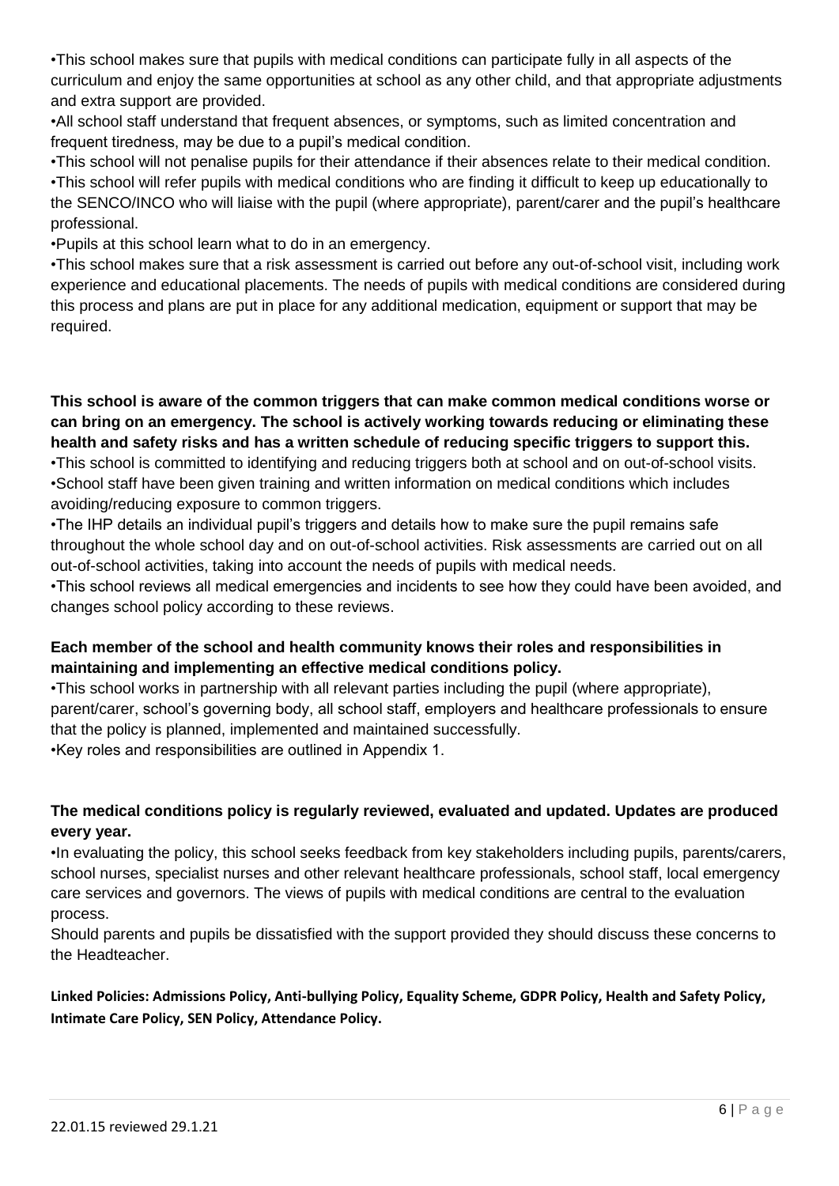•This school makes sure that pupils with medical conditions can participate fully in all aspects of the curriculum and enjoy the same opportunities at school as any other child, and that appropriate adjustments and extra support are provided.

•All school staff understand that frequent absences, or symptoms, such as limited concentration and frequent tiredness, may be due to a pupil's medical condition.

•This school will not penalise pupils for their attendance if their absences relate to their medical condition.

•This school will refer pupils with medical conditions who are finding it difficult to keep up educationally to the SENCO/INCO who will liaise with the pupil (where appropriate), parent/carer and the pupil's healthcare professional.

•Pupils at this school learn what to do in an emergency.

•This school makes sure that a risk assessment is carried out before any out-of-school visit, including work experience and educational placements. The needs of pupils with medical conditions are considered during this process and plans are put in place for any additional medication, equipment or support that may be required.

**This school is aware of the common triggers that can make common medical conditions worse or can bring on an emergency. The school is actively working towards reducing or eliminating these health and safety risks and has a written schedule of reducing specific triggers to support this.**

•This school is committed to identifying and reducing triggers both at school and on out-of-school visits.

•School staff have been given training and written information on medical conditions which includes avoiding/reducing exposure to common triggers.

•The IHP details an individual pupil's triggers and details how to make sure the pupil remains safe throughout the whole school day and on out-of-school activities. Risk assessments are carried out on all out-of-school activities, taking into account the needs of pupils with medical needs.

•This school reviews all medical emergencies and incidents to see how they could have been avoided, and changes school policy according to these reviews.

**Each member of the school and health community knows their roles and responsibilities in maintaining and implementing an effective medical conditions policy.**

•This school works in partnership with all relevant parties including the pupil (where appropriate), parent/carer, school's governing body, all school staff, employers and healthcare professionals to ensure that the policy is planned, implemented and maintained successfully.

•Key roles and responsibilities are outlined in Appendix 1.

**The medical conditions policy is regularly reviewed, evaluated and updated. Updates are produced every year.**

•In evaluating the policy, this school seeks feedback from key stakeholders including pupils, parents/carers, school nurses, specialist nurses and other relevant healthcare professionals, school staff, local emergency care services and governors. The views of pupils with medical conditions are central to the evaluation process.

Should parents and pupils be dissatisfied with the support provided they should discuss these concerns to the Headteacher.

**Linked Policies: Admissions Policy, Anti-bullying Policy, Equality Scheme, GDPR Policy, Health and Safety Policy, Intimate Care Policy, SEN Policy, Attendance Policy.**

22.01.15 reviewed 29.1.21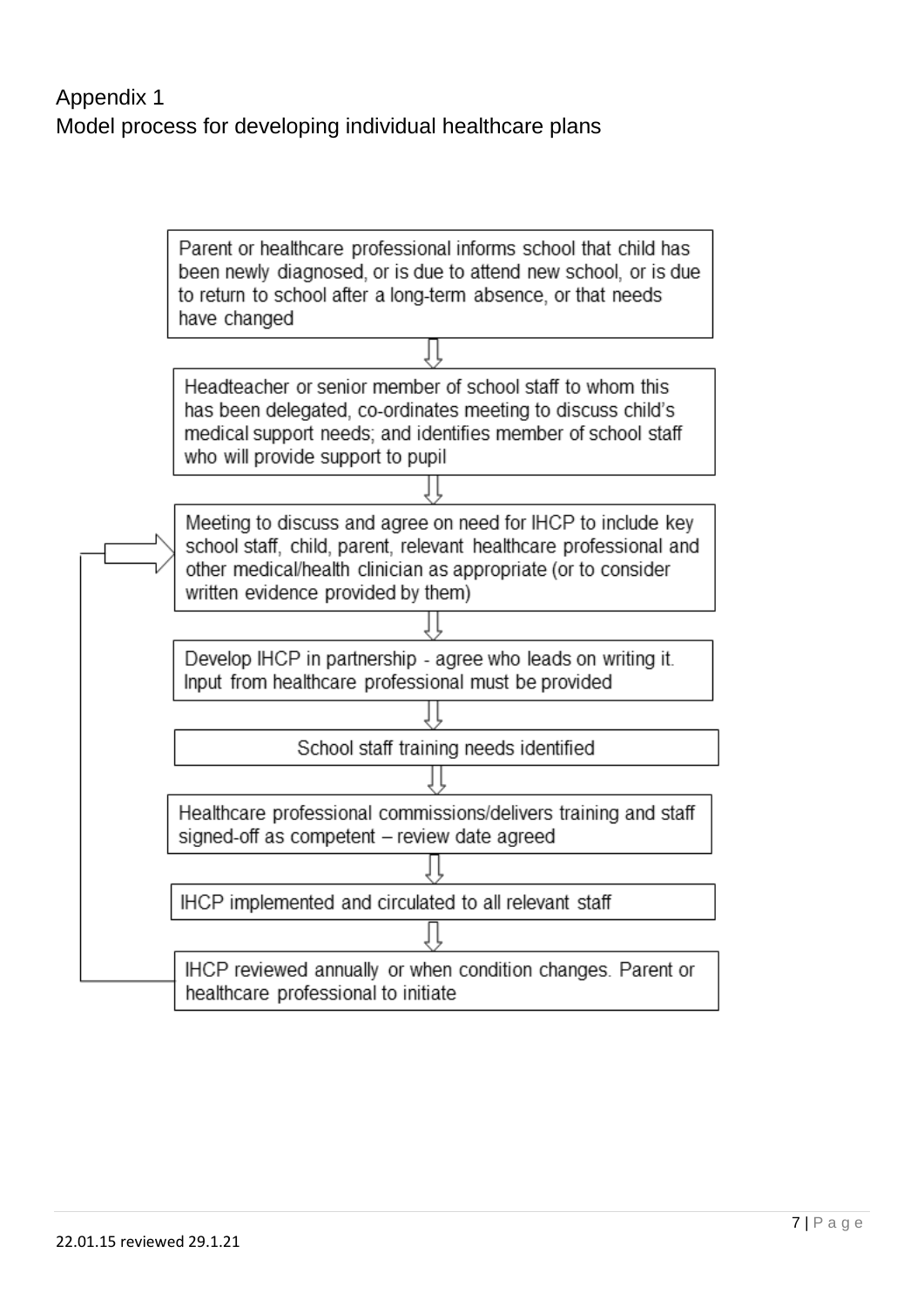# Appendix 1

## Model process for developing individual healthcare plans

Parent or healthcare professional informs school that child has been newly diagnosed, or is due to attend new school, or is due to return to school after a long-term absence, or that needs have changed

⇩

Headteacher or senior member of school staff to whom this has been delegated, co-ordinates meeting to discuss child's medical support needs; and identifies member of school staff who will provide support to pupil

⇩

Meeting to discuss and agree on need for IHCP to include key school staff, child, parent, relevant healthcare professional and other medical/health clinician as appropriate (or to consider written evidence provided by them)

⇩

Develop IHCP in partnership - agree who leads on writing it. Input from healthcare professional must be provided

⇩

School staff training needs identified

⇩

Healthcare professional commissions/delivers training and staff signed-off as competent – review date agreed

⇩

IHCP implemented and circulated to all relevant staff

⇩

IHCP reviewed annually or when condition changes. Parent or healthcare professional to initiate (returns to the meeting step above)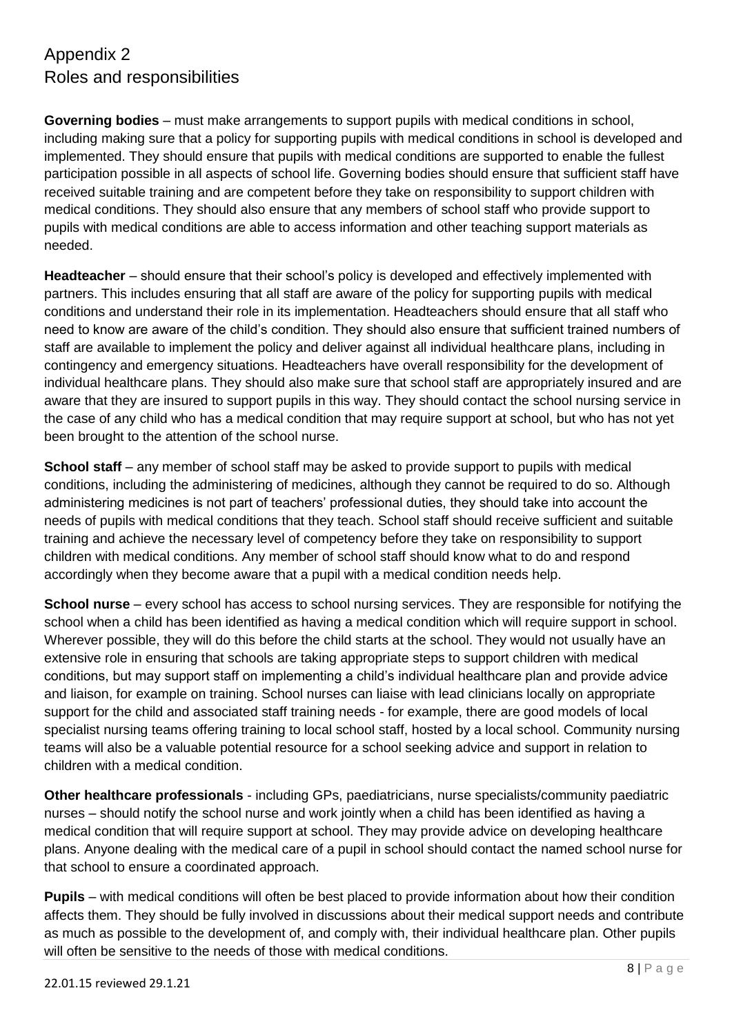## Appendix 2
## Roles and responsibilities

**Governing bodies** – must make arrangements to support pupils with medical conditions in school, including making sure that a policy for supporting pupils with medical conditions in school is developed and implemented. They should ensure that pupils with medical conditions are supported to enable the fullest participation possible in all aspects of school life. Governing bodies should ensure that sufficient staff have received suitable training and are competent before they take on responsibility to support children with medical conditions. They should also ensure that any members of school staff who provide support to pupils with medical conditions are able to access information and other teaching support materials as needed.

**Headteacher** – should ensure that their school's policy is developed and effectively implemented with partners. This includes ensuring that all staff are aware of the policy for supporting pupils with medical conditions and understand their role in its implementation. Headteachers should ensure that all staff who need to know are aware of the child's condition. They should also ensure that sufficient trained numbers of staff are available to implement the policy and deliver against all individual healthcare plans, including in contingency and emergency situations. Headteachers have overall responsibility for the development of individual healthcare plans. They should also make sure that school staff are appropriately insured and are aware that they are insured to support pupils in this way. They should contact the school nursing service in the case of any child who has a medical condition that may require support at school, but who has not yet been brought to the attention of the school nurse.

**School staff** – any member of school staff may be asked to provide support to pupils with medical conditions, including the administering of medicines, although they cannot be required to do so. Although administering medicines is not part of teachers' professional duties, they should take into account the needs of pupils with medical conditions that they teach. School staff should receive sufficient and suitable training and achieve the necessary level of competency before they take on responsibility to support children with medical conditions. Any member of school staff should know what to do and respond accordingly when they become aware that a pupil with a medical condition needs help.

**School nurse** – every school has access to school nursing services. They are responsible for notifying the school when a child has been identified as having a medical condition which will require support in school. Wherever possible, they will do this before the child starts at the school. They would not usually have an extensive role in ensuring that schools are taking appropriate steps to support children with medical conditions, but may support staff on implementing a child's individual healthcare plan and provide advice and liaison, for example on training. School nurses can liaise with lead clinicians locally on appropriate support for the child and associated staff training needs - for example, there are good models of local specialist nursing teams offering training to local school staff, hosted by a local school. Community nursing teams will also be a valuable potential resource for a school seeking advice and support in relation to children with a medical condition.

**Other healthcare professionals** - including GPs, paediatricians, nurse specialists/community paediatric nurses – should notify the school nurse and work jointly when a child has been identified as having a medical condition that will require support at school. They may provide advice on developing healthcare plans. Anyone dealing with the medical care of a pupil in school should contact the named school nurse for that school to ensure a coordinated approach.

**Pupils** – with medical conditions will often be best placed to provide information about how their condition affects them. They should be fully involved in discussions about their medical support needs and contribute as much as possible to the development of, and comply with, their individual healthcare plan. Other pupils will often be sensitive to the needs of those with medical conditions.

22.01.15 reviewed 29.1.21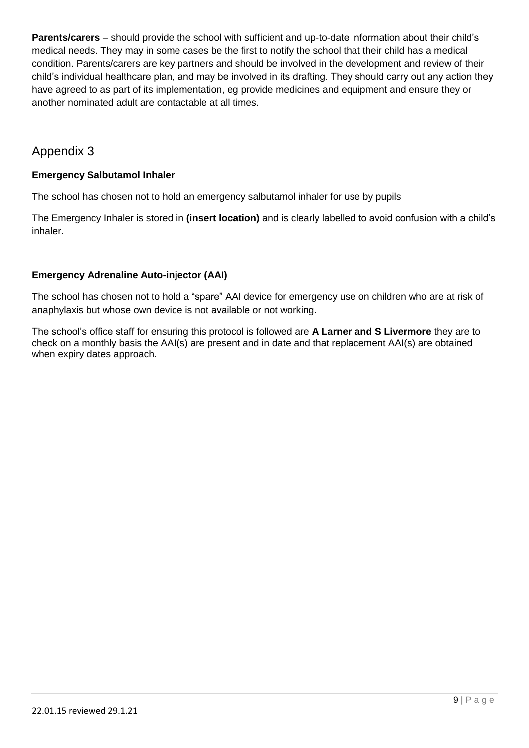**Parents/carers** – should provide the school with sufficient and up-to-date information about their child's medical needs. They may in some cases be the first to notify the school that their child has a medical condition. Parents/carers are key partners and should be involved in the development and review of their child's individual healthcare plan, and may be involved in its drafting. They should carry out any action they have agreed to as part of its implementation, eg provide medicines and equipment and ensure they or another nominated adult are contactable at all times.

## Appendix 3

### Emergency Salbutamol Inhaler

The school has chosen not to hold an emergency salbutamol inhaler for use by pupils

The Emergency Inhaler is stored in **(insert location)** and is clearly labelled to avoid confusion with a child's inhaler.

### Emergency Adrenaline Auto-injector (AAI)

The school has chosen not to hold a "spare" AAI device for emergency use on children who are at risk of anaphylaxis but whose own device is not available or not working.

The school's office staff for ensuring this protocol is followed are **A Larner and S Livermore** they are to check on a monthly basis the AAI(s) are present and in date and that replacement AAI(s) are obtained when expiry dates approach.

22.01.15 reviewed 29.1.21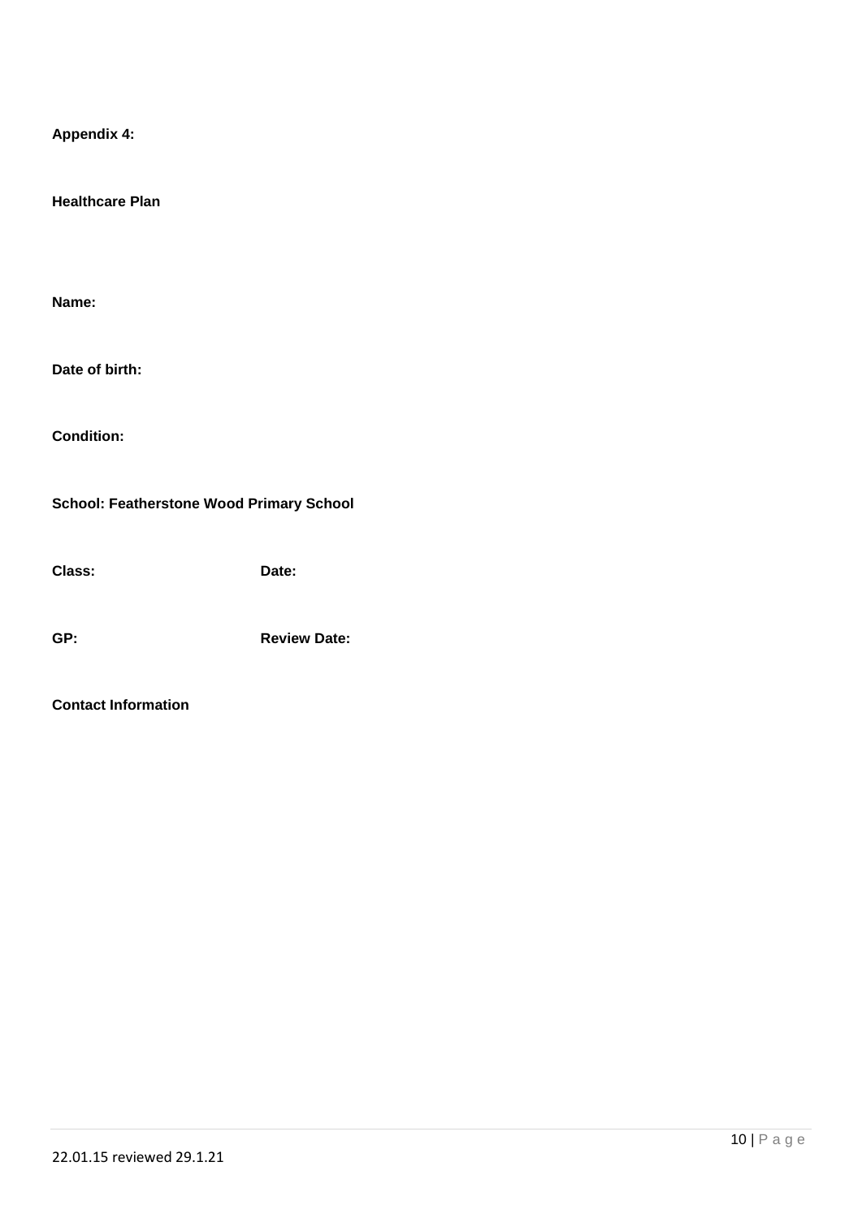**Appendix 4:**

**Healthcare Plan**

**Name:**

**Date of birth:**

**Condition:**

**School: Featherstone Wood Primary School**

**Class:** **Date:**

**GP:** **Review Date:**

**Contact Information**

22.01.15 reviewed 29.1.21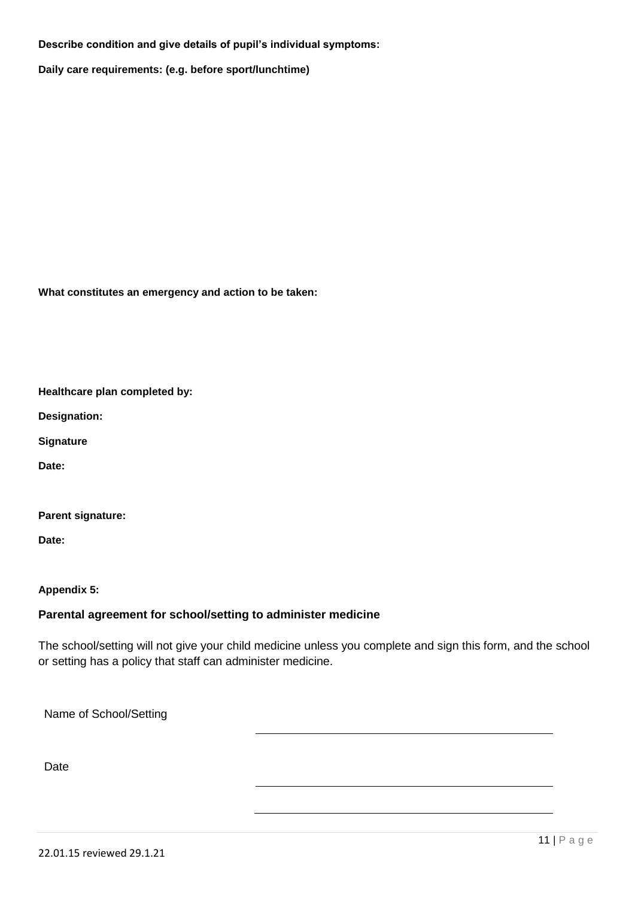**Describe condition and give details of pupil's individual symptoms:**

**Daily care requirements: (e.g. before sport/lunchtime)**

**What constitutes an emergency and action to be taken:**

**Healthcare plan completed by:**

**Designation:**

**Signature**

**Date:**

**Parent signature:**

**Date:**

**Appendix 5:**

## Parental agreement for school/setting to administer medicine

The school/setting will not give your child medicine unless you complete and sign this form, and the school or setting has a policy that staff can administer medicine.

Name of School/Setting \_\_\_\_\_\_\_\_\_\_\_\_\_\_\_\_\_\_\_\_\_\_\_\_\_\_\_\_\_\_\_\_

Date \_\_\_\_\_\_\_\_\_\_\_\_\_\_\_\_\_\_\_\_\_\_\_\_\_\_\_\_\_\_\_\_

\_\_\_\_\_\_\_\_\_\_\_\_\_\_\_\_\_\_\_\_\_\_\_\_\_\_\_\_\_\_\_\_

22.01.15 reviewed 29.1.21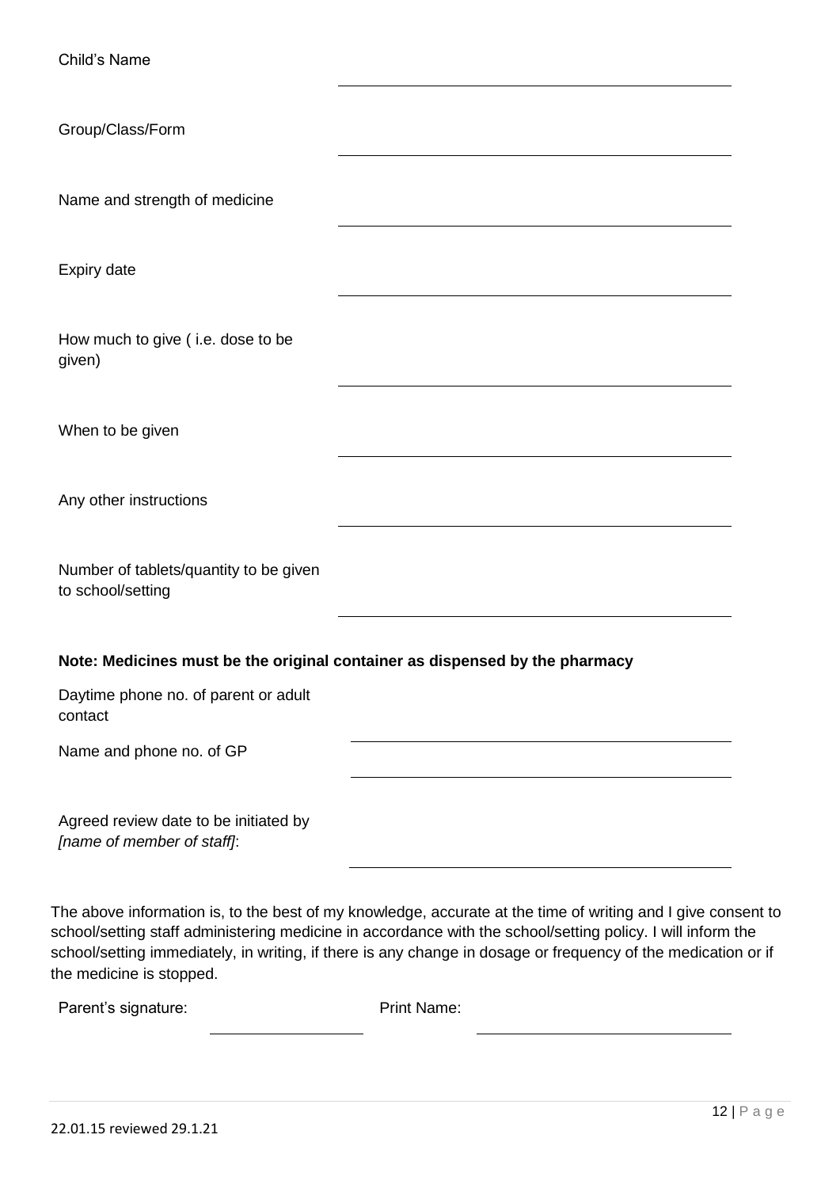Child's Name ______________________________

Group/Class/Form ______________________________

Name and strength of medicine ______________________________

Expiry date ______________________________

How much to give ( i.e. dose to be given) ______________________________

When to be given ______________________________

Any other instructions ______________________________

Number of tablets/quantity to be given to school/setting ______________________________

**Note: Medicines must be the original container as dispensed by the pharmacy**

Daytime phone no. of parent or adult contact ______________________________

Name and phone no. of GP ______________________________

Agreed review date to be initiated by *[name of member of staff]*: ______________________________

The above information is, to the best of my knowledge, accurate at the time of writing and I give consent to school/setting staff administering medicine in accordance with the school/setting policy. I will inform the school/setting immediately, in writing, if there is any change in dosage or frequency of the medication or if the medicine is stopped.

Parent's signature: ____________________ Print Name: ______________________________

22.01.15 reviewed 29.1.21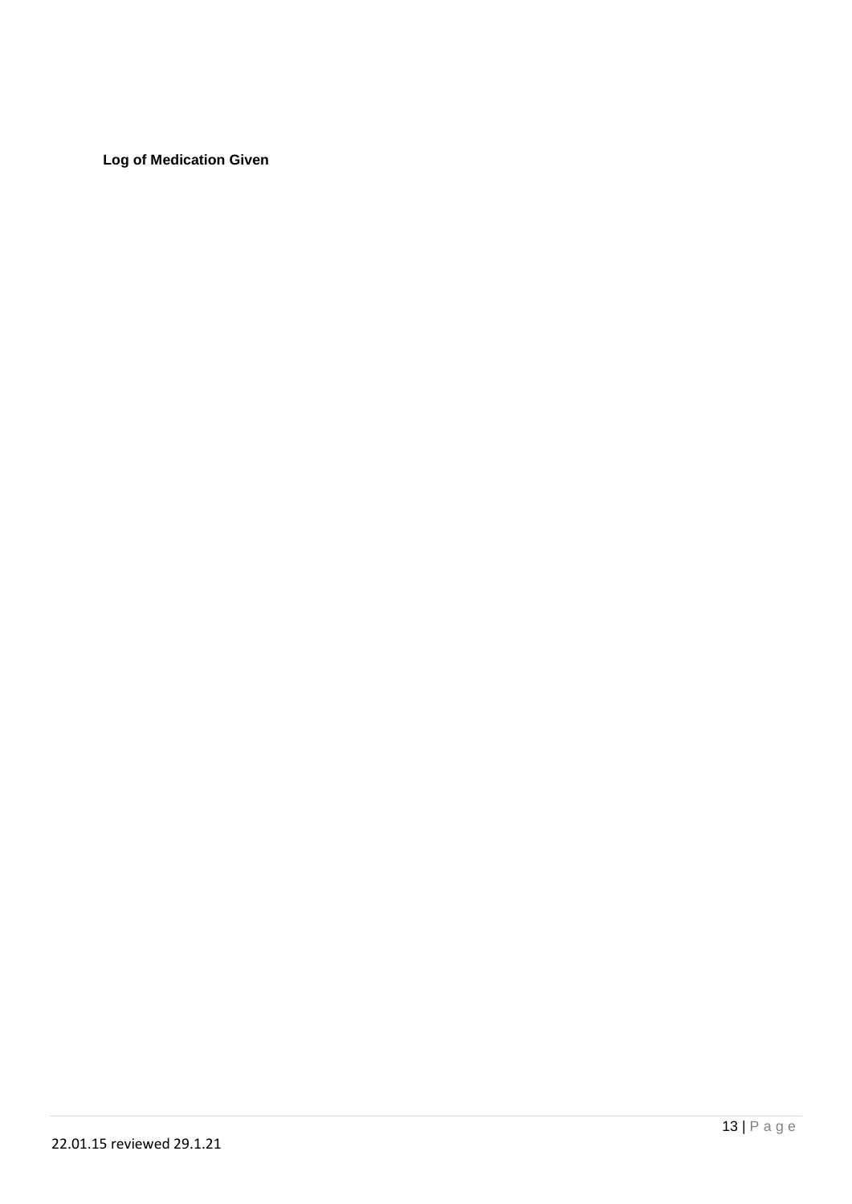**Log of Medication Given**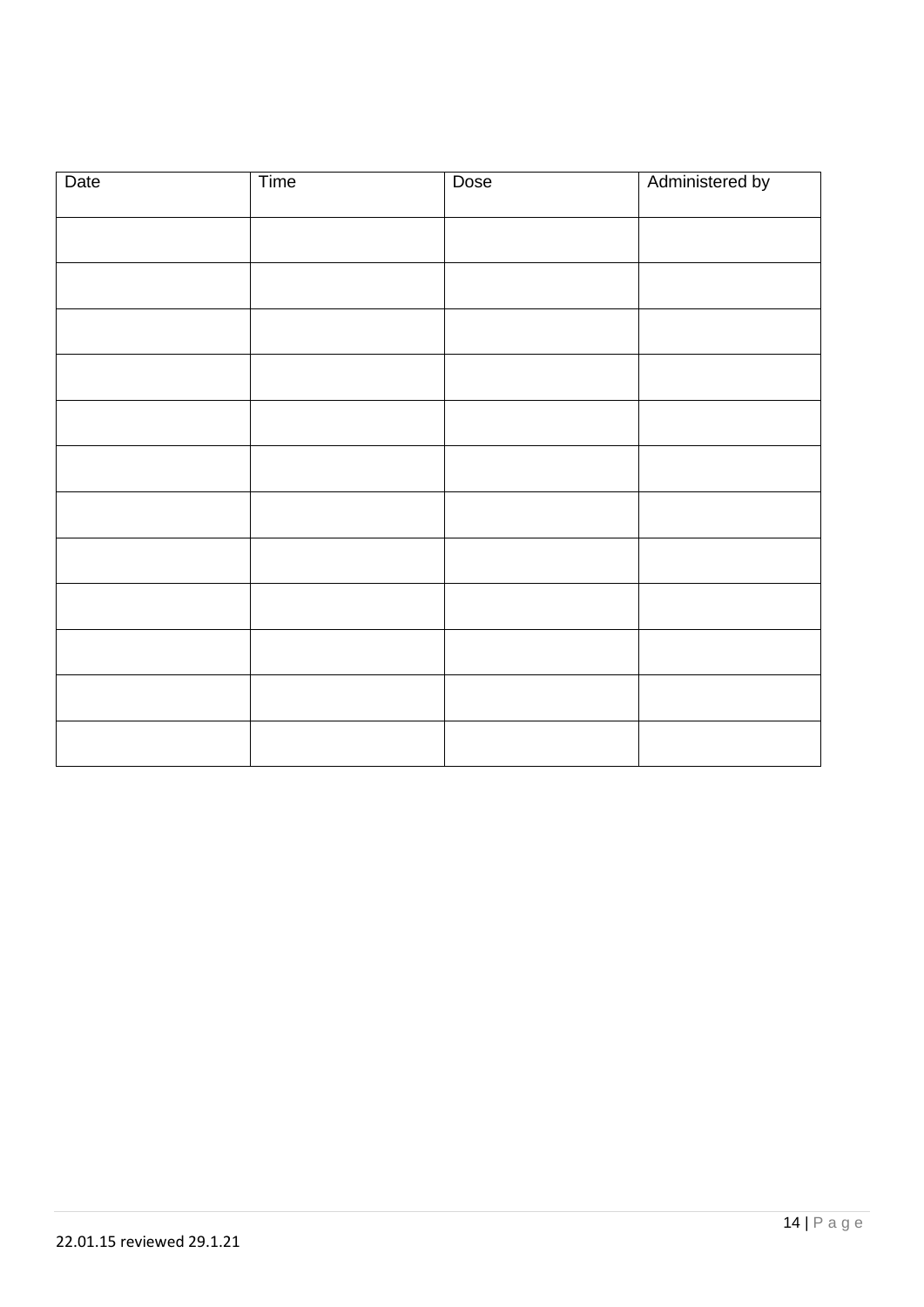| Date | Time | Dose | Administered by |
| --- | --- | --- | --- |
| | | | |
| | | | |
| | | | |
| | | | |
| | | | |
| | | | |
| | | | |
| | | | |
| | | | |
| | | | |
| | | | |
| | | | |